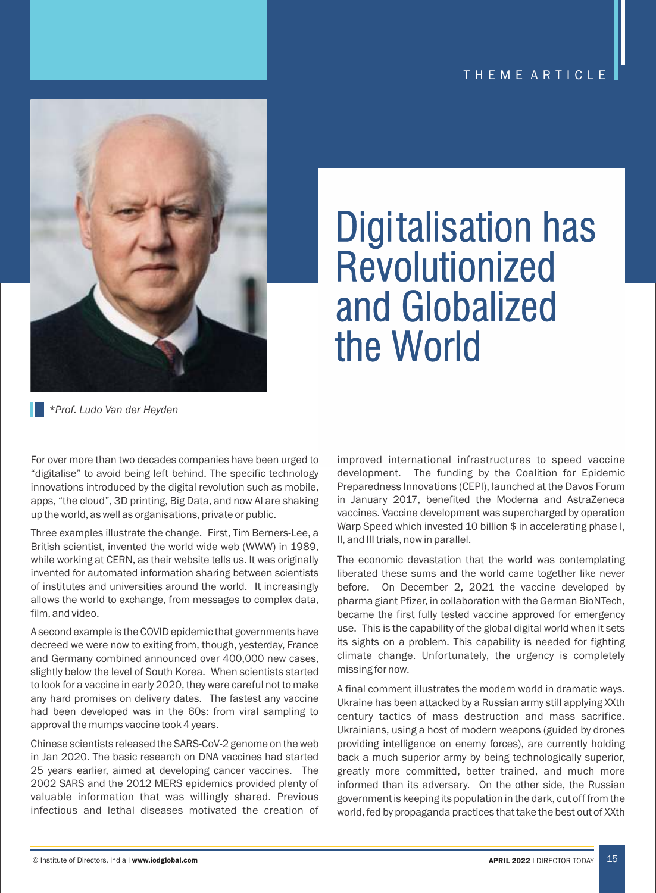THEME ARTICLE

# Digitalisation has Revolutionized and Globalized the World

*\*Prof. Ludo Van der Heyden*

For over more than two decades companies have been urged to "digitalise" to avoid being left behind. The specific technology innovations introduced by the digital revolution such as mobile, apps, "the cloud", 3D printing, Big Data, and now AI are shaking up the world, as well as organisations, private or public.

Three examples illustrate the change. First, Tim Berners-Lee, a British scientist, invented the world wide web (WWW) in 1989, while working at CERN, as their website tells us. It was originally invented for automated information sharing between scientists of institutes and universities around the world. It increasingly allows the world to exchange, from messages to complex data, film, and video.

A second example is the COVID epidemic that governments have decreed we were now to exiting from, though, yesterday, France and Germany combined announced over 400,000 new cases, slightly below the level of South Korea. When scientists started to look for a vaccine in early 2020, they were careful not to make any hard promises on delivery dates. The fastest any vaccine had been developed was in the 60s: from viral sampling to approval the mumps vaccine took 4 years.

Chinese scientists released the SARS-CoV-2 genome on the web in Jan 2020. The basic research on DNA vaccines had started 25 years earlier, aimed at developing cancer vaccines. The 2002 SARS and the 2012 MERS epidemics provided plenty of valuable information that was willingly shared. Previous infectious and lethal diseases motivated the creation of improved international infrastructures to speed vaccine development. The funding by the Coalition for Epidemic Preparedness Innovations (CEPI), launched at the Davos Forum in January 2017, benefited the Moderna and AstraZeneca vaccines. Vaccine development was supercharged by operation Warp Speed which invested 10 billion $ in accelerating phase I, II, and III trials, now in parallel.

The economic devastation that the world was contemplating liberated these sums and the world came together like never before. On December 2, 2021 the vaccine developed by pharma giant Pfizer, in collaboration with the German BioNTech, became the first fully tested vaccine approved for emergency use. This is the capability of the global digital world when it sets its sights on a problem. This capability is needed for fighting climate change. Unfortunately, the urgency is completely missing for now.

A final comment illustrates the modern world in dramatic ways. Ukraine has been attacked by a Russian army still applying XXth century tactics of mass destruction and mass sacrifice. Ukrainians, using a host of modern weapons (guided by drones providing intelligence on enemy forces), are currently holding back a much superior army by being technologically superior, greatly more committed, better trained, and much more informed than its adversary. On the other side, the Russian government is keeping its population in the dark, cut off from the world, fed by propaganda practices that take the best out of XXth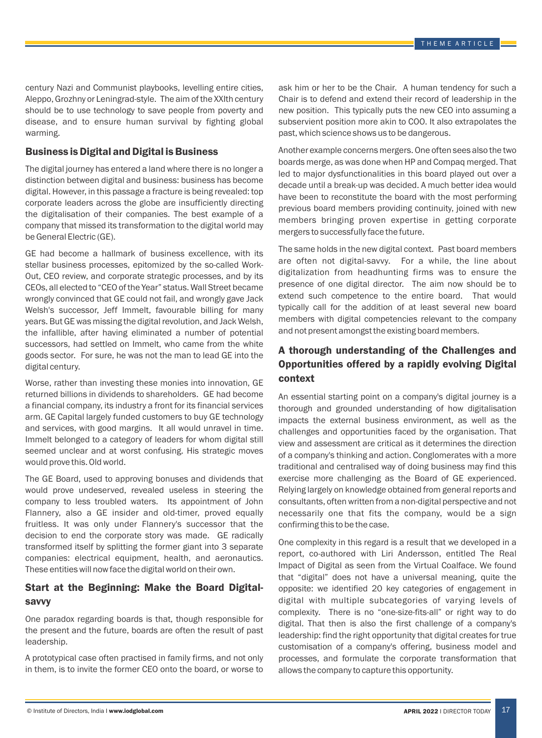century Nazi and Communist playbooks, levelling entire cities, Aleppo, Grozhny or Leningrad-style. The aim of the XXIth century should be to use technology to save people from poverty and disease, and to ensure human survival by fighting global warming.

## Business is Digital and Digital is Business

The digital journey has entered a land where there is no longer a distinction between digital and business: business has become digital. However, in this passage a fracture is being revealed: top corporate leaders across the globe are insufficiently directing the digitalisation of their companies. The best example of a company that missed its transformation to the digital world may be General Electric (GE).

GE had become a hallmark of business excellence, with its stellar business processes, epitomized by the so-called Work-Out, CEO review, and corporate strategic processes, and by its CEOs, all elected to "CEO of the Year" status. Wall Street became wrongly convinced that GE could not fail, and wrongly gave Jack Welsh's successor, Jeff Immelt, favourable billing for many years. But GE was missing the digital revolution, and Jack Welsh, the infallible, after having eliminated a number of potential successors, had settled on Immelt, who came from the white goods sector. For sure, he was not the man to lead GE into the digital century.

Worse, rather than investing these monies into innovation, GE returned billions in dividends to shareholders. GE had become a financial company, its industry a front for its financial services arm. GE Capital largely funded customers to buy GE technology and services, with good margins. It all would unravel in time. Immelt belonged to a category of leaders for whom digital still seemed unclear and at worst confusing. His strategic moves would prove this. Old world.

The GE Board, used to approving bonuses and dividends that would prove undeserved, revealed useless in steering the company to less troubled waters. Its appointment of John Flannery, also a GE insider and old-timer, proved equally fruitless. It was only under Flannery's successor that the decision to end the corporate story was made. GE radically transformed itself by splitting the former giant into 3 separate companies: electrical equipment, health, and aeronautics. These entities will now face the digital world on their own.

## Start at the Beginning: Make the Board Digital-savvy

One paradox regarding boards is that, though responsible for the present and the future, boards are often the result of past leadership.

A prototypical case often practised in family firms, and not only in them, is to invite the former CEO onto the board, or worse to ask him or her to be the Chair. A human tendency for such a Chair is to defend and extend their record of leadership in the new position. This typically puts the new CEO into assuming a subservient position more akin to COO. It also extrapolates the past, which science shows us to be dangerous.

Another example concerns mergers. One often sees also the two boards merge, as was done when HP and Compaq merged. That led to major dysfunctionalities in this board played out over a decade until a break-up was decided. A much better idea would have been to reconstitute the board with the most performing previous board members providing continuity, joined with new members bringing proven expertise in getting corporate mergers to successfully face the future.

The same holds in the new digital context. Past board members are often not digital-savvy. For a while, the line about digitalization from headhunting firms was to ensure the presence of one digital director. The aim now should be to extend such competence to the entire board. That would typically call for the addition of at least several new board members with digital competencies relevant to the company and not present amongst the existing board members.

## A thorough understanding of the Challenges and Opportunities offered by a rapidly evolving Digital context

An essential starting point on a company's digital journey is a thorough and grounded understanding of how digitalisation impacts the external business environment, as well as the challenges and opportunities faced by the organisation. That view and assessment are critical as it determines the direction of a company's thinking and action. Conglomerates with a more traditional and centralised way of doing business may find this exercise more challenging as the Board of GE experienced. Relying largely on knowledge obtained from general reports and consultants, often written from a non-digital perspective and not necessarily one that fits the company, would be a sign confirming this to be the case.

One complexity in this regard is a result that we developed in a report, co-authored with Liri Andersson, entitled The Real Impact of Digital as seen from the Virtual Coalface. We found that "digital" does not have a universal meaning, quite the opposite: we identified 20 key categories of engagement in digital with multiple subcategories of varying levels of complexity. There is no "one-size-fits-all" or right way to do digital. That then is also the first challenge of a company's leadership: find the right opportunity that digital creates for true customisation of a company's offering, business model and processes, and formulate the corporate transformation that allows the company to capture this opportunity.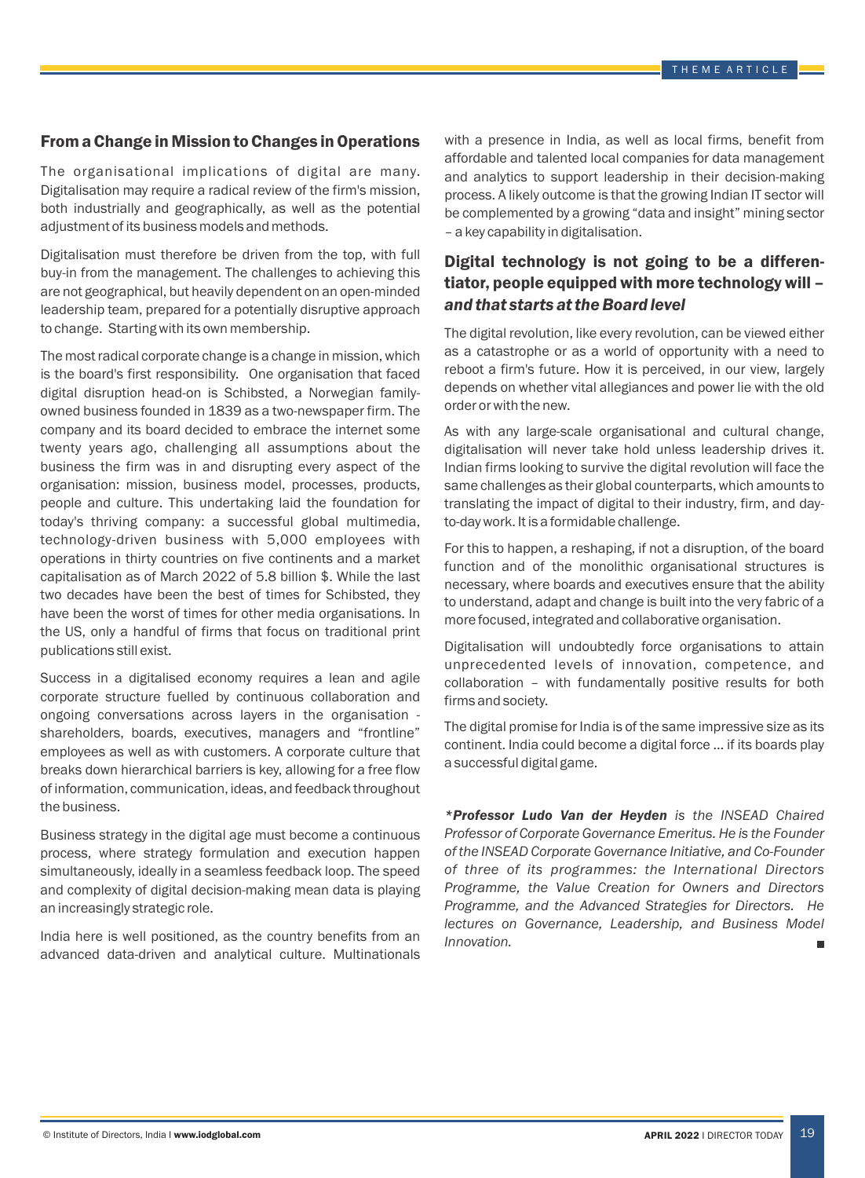## From a Change in Mission to Changes in Operations

The organisational implications of digital are many. Digitalisation may require a radical review of the firm's mission, both industrially and geographically, as well as the potential adjustment of its business models and methods.

Digitalisation must therefore be driven from the top, with full buy-in from the management. The challenges to achieving this are not geographical, but heavily dependent on an open-minded leadership team, prepared for a potentially disruptive approach to change. Starting with its own membership.

The most radical corporate change is a change in mission, which is the board's first responsibility. One organisation that faced digital disruption head-on is Schibsted, a Norwegian family-owned business founded in 1839 as a two-newspaper firm. The company and its board decided to embrace the internet some twenty years ago, challenging all assumptions about the business the firm was in and disrupting every aspect of the organisation: mission, business model, processes, products, people and culture. This undertaking laid the foundation for today's thriving company: a successful global multimedia, technology-driven business with 5,000 employees with operations in thirty countries on five continents and a market capitalisation as of March 2022 of 5.8 billion $. While the last two decades have been the best of times for Schibsted, they have been the worst of times for other media organisations. In the US, only a handful of firms that focus on traditional print publications still exist.

Success in a digitalised economy requires a lean and agile corporate structure fuelled by continuous collaboration and ongoing conversations across layers in the organisation - shareholders, boards, executives, managers and "frontline" employees as well as with customers. A corporate culture that breaks down hierarchical barriers is key, allowing for a free flow of information, communication, ideas, and feedback throughout the business.

Business strategy in the digital age must become a continuous process, where strategy formulation and execution happen simultaneously, ideally in a seamless feedback loop. The speed and complexity of digital decision-making mean data is playing an increasingly strategic role.

India here is well positioned, as the country benefits from an advanced data-driven and analytical culture. Multinationals with a presence in India, as well as local firms, benefit from affordable and talented local companies for data management and analytics to support leadership in their decision-making process. A likely outcome is that the growing Indian IT sector will be complemented by a growing "data and insight" mining sector – a key capability in digitalisation.

## Digital technology is not going to be a differentiator, people equipped with more technology will – *and that starts at the Board level*

The digital revolution, like every revolution, can be viewed either as a catastrophe or as a world of opportunity with a need to reboot a firm's future. How it is perceived, in our view, largely depends on whether vital allegiances and power lie with the old order or with the new.

As with any large-scale organisational and cultural change, digitalisation will never take hold unless leadership drives it. Indian firms looking to survive the digital revolution will face the same challenges as their global counterparts, which amounts to translating the impact of digital to their industry, firm, and day-to-day work. It is a formidable challenge.

For this to happen, a reshaping, if not a disruption, of the board function and of the monolithic organisational structures is necessary, where boards and executives ensure that the ability to understand, adapt and change is built into the very fabric of a more focused, integrated and collaborative organisation.

Digitalisation will undoubtedly force organisations to attain unprecedented levels of innovation, competence, and collaboration – with fundamentally positive results for both firms and society.

The digital promise for India is of the same impressive size as its continent. India could become a digital force … if its boards play a successful digital game.

*\*__Professor Ludo Van der Heyden__ is the INSEAD Chaired Professor of Corporate Governance Emeritus. He is the Founder of the INSEAD Corporate Governance Initiative, and Co-Founder of three of its programmes: the International Directors Programme, the Value Creation for Owners and Directors Programme, and the Advanced Strategies for Directors. He lectures on Governance, Leadership, and Business Model Innovation.*